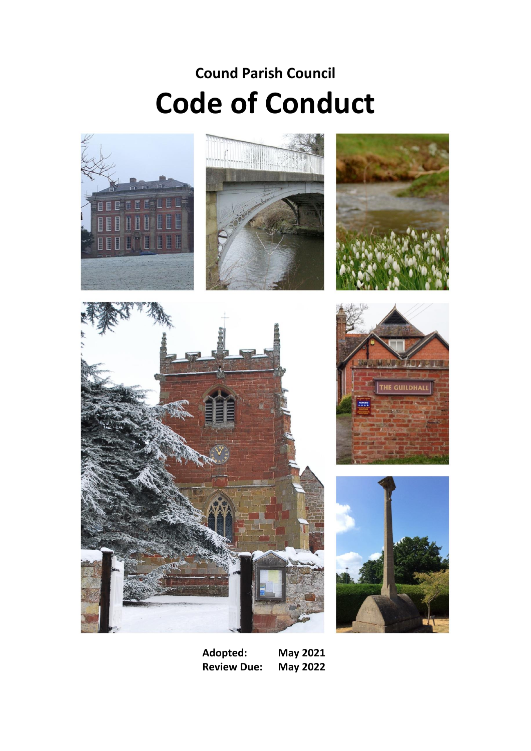**Cound Parish Council**

# Code of Conduct

| | |
|---|---|
| **Adopted:** | **May 2021** |
| **Review Due:** | **May 2022** |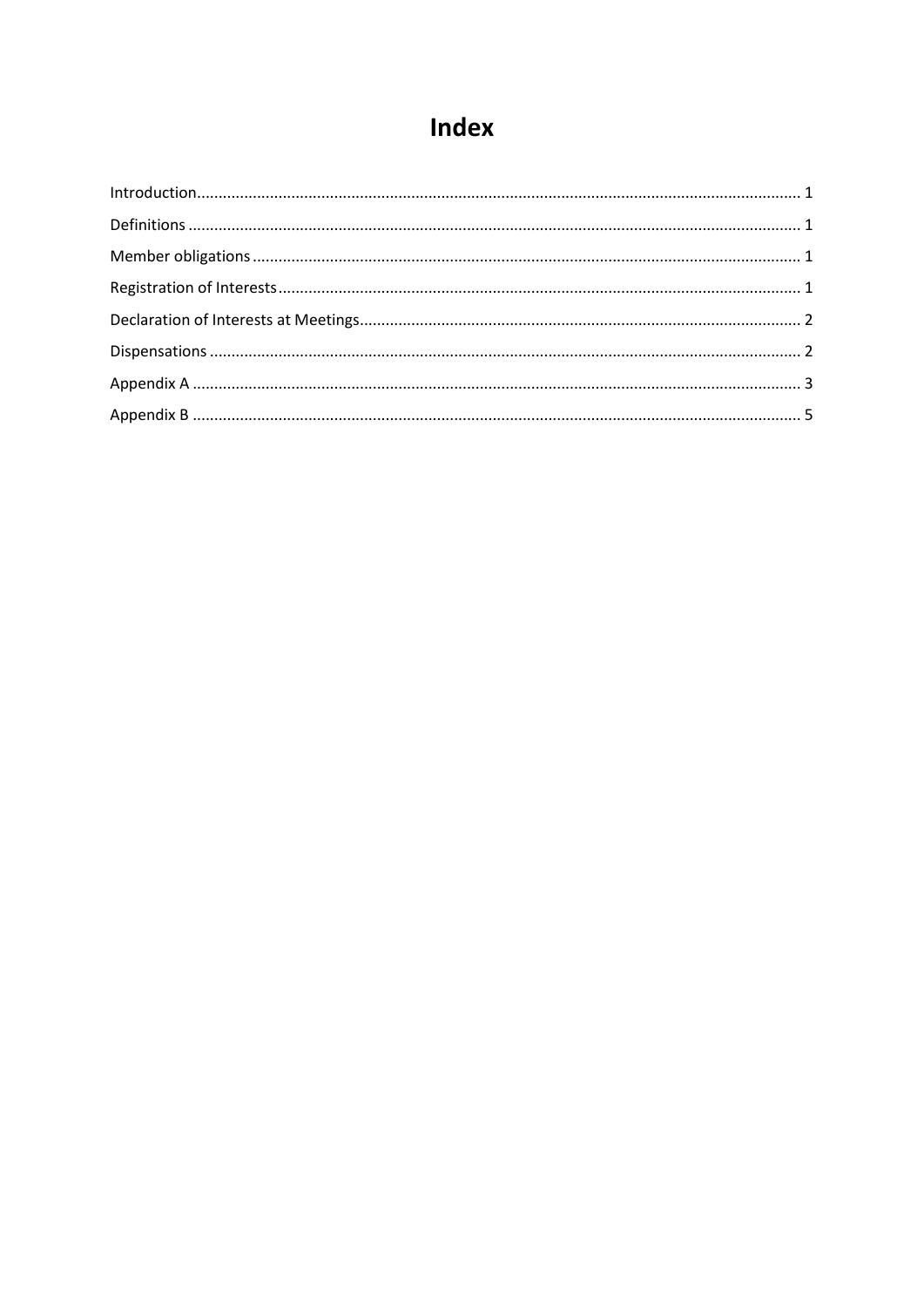# Index

Introduction ........................................................................................................................................ 1

Definitions .......................................................................................................................................... 1

Member obligations ............................................................................................................................ 1

Registration of Interests ....................................................................................................................... 1

Declaration of Interests at Meetings ..................................................................................................... 2

Dispensations ...................................................................................................................................... 2

Appendix A ......................................................................................................................................... 3

Appendix B ......................................................................................................................................... 5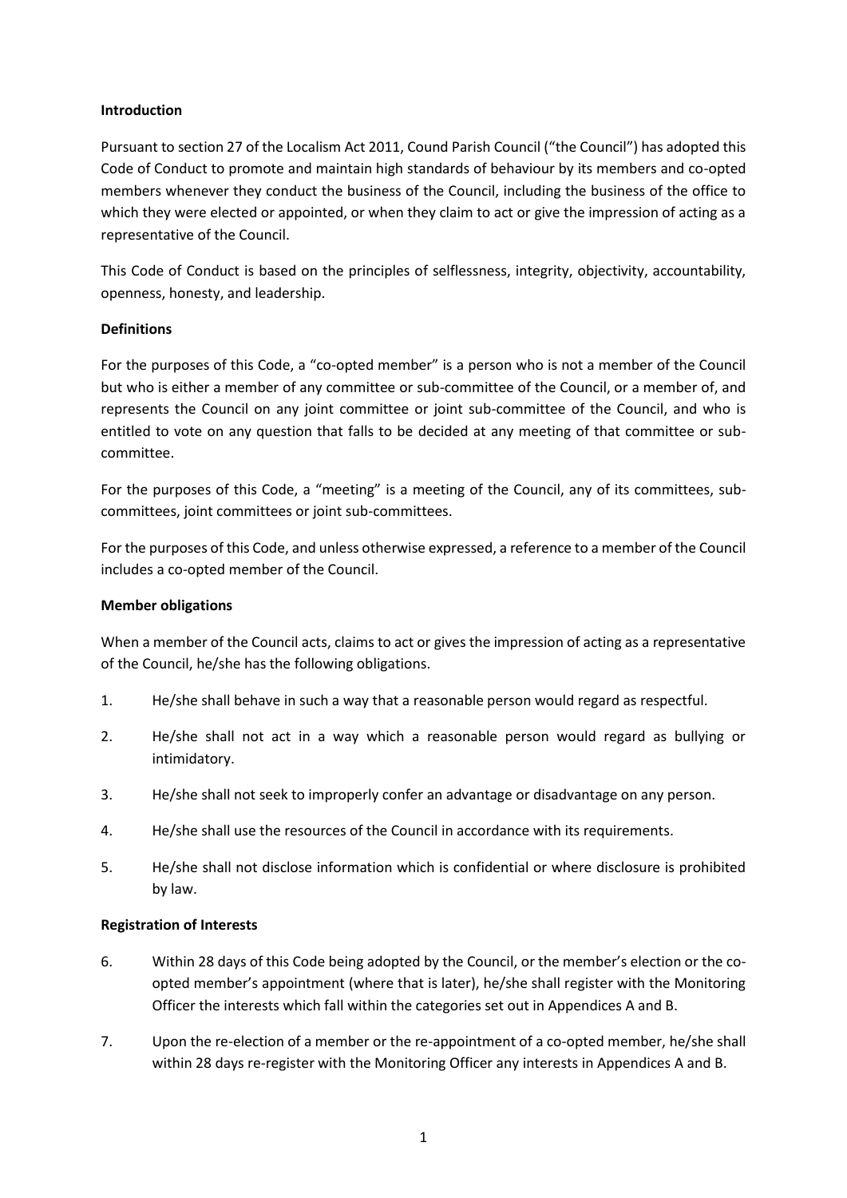**Introduction**

Pursuant to section 27 of the Localism Act 2011, Cound Parish Council ("the Council") has adopted this Code of Conduct to promote and maintain high standards of behaviour by its members and co-opted members whenever they conduct the business of the Council, including the business of the office to which they were elected or appointed, or when they claim to act or give the impression of acting as a representative of the Council.

This Code of Conduct is based on the principles of selflessness, integrity, objectivity, accountability, openness, honesty, and leadership.

**Definitions**

For the purposes of this Code, a "co-opted member" is a person who is not a member of the Council but who is either a member of any committee or sub-committee of the Council, or a member of, and represents the Council on any joint committee or joint sub-committee of the Council, and who is entitled to vote on any question that falls to be decided at any meeting of that committee or sub-committee.

For the purposes of this Code, a "meeting" is a meeting of the Council, any of its committees, sub-committees, joint committees or joint sub-committees.

For the purposes of this Code, and unless otherwise expressed, a reference to a member of the Council includes a co-opted member of the Council.

**Member obligations**

When a member of the Council acts, claims to act or gives the impression of acting as a representative of the Council, he/she has the following obligations.

1. He/she shall behave in such a way that a reasonable person would regard as respectful.
2. He/she shall not act in a way which a reasonable person would regard as bullying or intimidatory.
3. He/she shall not seek to improperly confer an advantage or disadvantage on any person.
4. He/she shall use the resources of the Council in accordance with its requirements.
5. He/she shall not disclose information which is confidential or where disclosure is prohibited by law.

**Registration of Interests**

6. Within 28 days of this Code being adopted by the Council, or the member's election or the co-opted member's appointment (where that is later), he/she shall register with the Monitoring Officer the interests which fall within the categories set out in Appendices A and B.
7. Upon the re-election of a member or the re-appointment of a co-opted member, he/she shall within 28 days re-register with the Monitoring Officer any interests in Appendices A and B.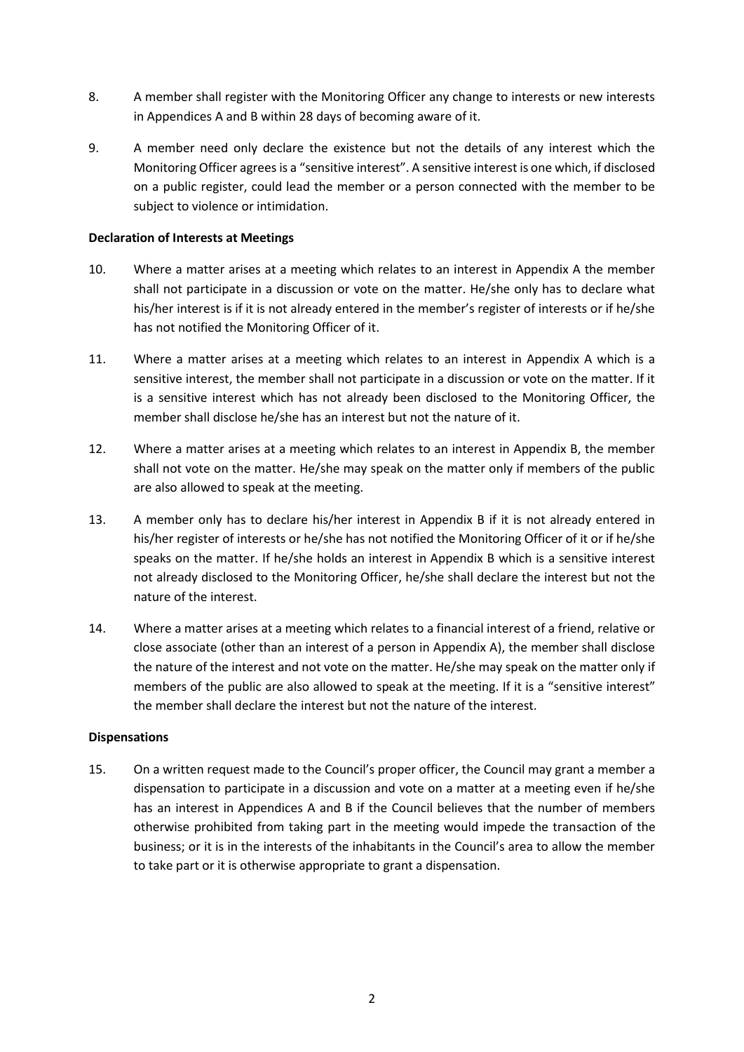8. A member shall register with the Monitoring Officer any change to interests or new interests in Appendices A and B within 28 days of becoming aware of it.

9. A member need only declare the existence but not the details of any interest which the Monitoring Officer agrees is a "sensitive interest". A sensitive interest is one which, if disclosed on a public register, could lead the member or a person connected with the member to be subject to violence or intimidation.

**Declaration of Interests at Meetings**

10. Where a matter arises at a meeting which relates to an interest in Appendix A the member shall not participate in a discussion or vote on the matter. He/she only has to declare what his/her interest is if it is not already entered in the member's register of interests or if he/she has not notified the Monitoring Officer of it.

11. Where a matter arises at a meeting which relates to an interest in Appendix A which is a sensitive interest, the member shall not participate in a discussion or vote on the matter. If it is a sensitive interest which has not already been disclosed to the Monitoring Officer, the member shall disclose he/she has an interest but not the nature of it.

12. Where a matter arises at a meeting which relates to an interest in Appendix B, the member shall not vote on the matter. He/she may speak on the matter only if members of the public are also allowed to speak at the meeting.

13. A member only has to declare his/her interest in Appendix B if it is not already entered in his/her register of interests or he/she has not notified the Monitoring Officer of it or if he/she speaks on the matter. If he/she holds an interest in Appendix B which is a sensitive interest not already disclosed to the Monitoring Officer, he/she shall declare the interest but not the nature of the interest.

14. Where a matter arises at a meeting which relates to a financial interest of a friend, relative or close associate (other than an interest of a person in Appendix A), the member shall disclose the nature of the interest and not vote on the matter. He/she may speak on the matter only if members of the public are also allowed to speak at the meeting. If it is a "sensitive interest" the member shall declare the interest but not the nature of the interest.

**Dispensations**

15. On a written request made to the Council's proper officer, the Council may grant a member a dispensation to participate in a discussion and vote on a matter at a meeting even if he/she has an interest in Appendices A and B if the Council believes that the number of members otherwise prohibited from taking part in the meeting would impede the transaction of the business; or it is in the interests of the inhabitants in the Council's area to allow the member to take part or it is otherwise appropriate to grant a dispensation.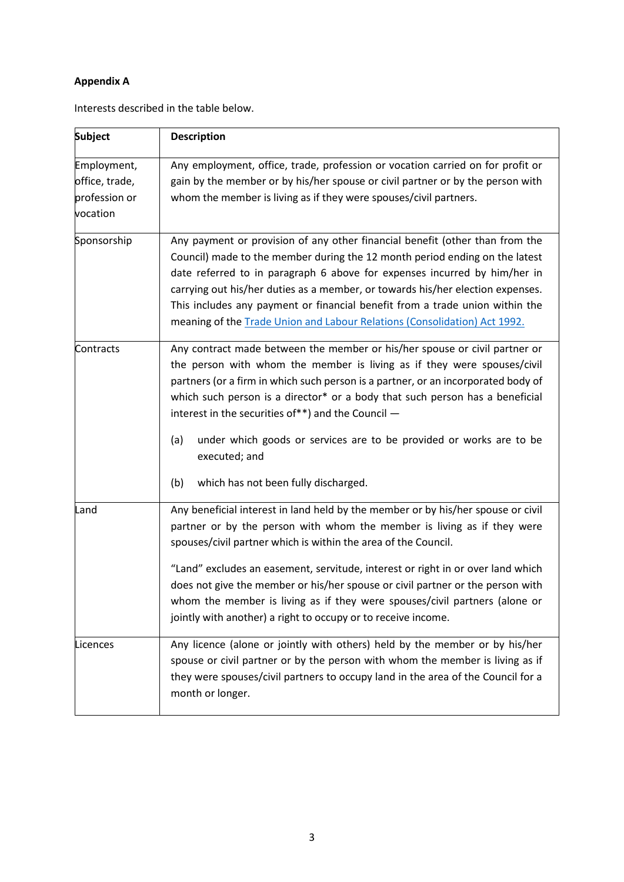**Appendix A**

Interests described in the table below.

| Subject | Description |
|---|---|
| Employment, office, trade, profession or vocation | Any employment, office, trade, profession or vocation carried on for profit or gain by the member or by his/her spouse or civil partner or by the person with whom the member is living as if they were spouses/civil partners. |
| Sponsorship | Any payment or provision of any other financial benefit (other than from the Council) made to the member during the 12 month period ending on the latest date referred to in paragraph 6 above for expenses incurred by him/her in carrying out his/her duties as a member, or towards his/her election expenses. This includes any payment or financial benefit from a trade union within the meaning of the [Trade Union and Labour Relations (Consolidation) Act 1992.]() |
| Contracts | Any contract made between the member or his/her spouse or civil partner or the person with whom the member is living as if they were spouses/civil partners (or a firm in which such person is a partner, or an incorporated body of which such person is a director* or a body that such person has a beneficial interest in the securities of**) and the Council —<br><br>(a) under which goods or services are to be provided or works are to be executed; and<br><br>(b) which has not been fully discharged. |
| Land | Any beneficial interest in land held by the member or by his/her spouse or civil partner or by the person with whom the member is living as if they were spouses/civil partner which is within the area of the Council.<br><br>"Land" excludes an easement, servitude, interest or right in or over land which does not give the member or his/her spouse or civil partner or the person with whom the member is living as if they were spouses/civil partners (alone or jointly with another) a right to occupy or to receive income. |
| Licences | Any licence (alone or jointly with others) held by the member or by his/her spouse or civil partner or by the person with whom the member is living as if they were spouses/civil partners to occupy land in the area of the Council for a month or longer. |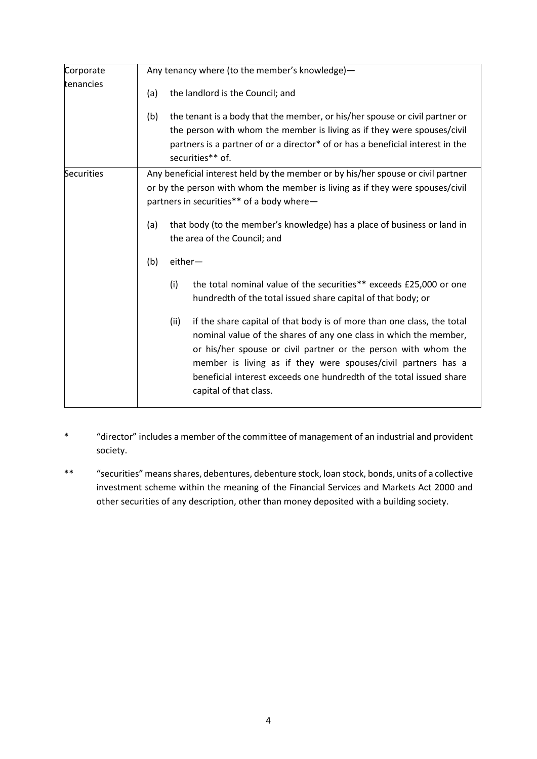| Corporate tenancies | Any tenancy where (to the member's knowledge)—<br><br>(a) the landlord is the Council; and<br><br>(b) the tenant is a body that the member, or his/her spouse or civil partner or the person with whom the member is living as if they were spouses/civil partners is a partner of or a director* of or has a beneficial interest in the securities** of. |
|---|---|
| Securities | Any beneficial interest held by the member or by his/her spouse or civil partner or by the person with whom the member is living as if they were spouses/civil partners in securities** of a body where—<br><br>(a) that body (to the member's knowledge) has a place of business or land in the area of the Council; and<br><br>(b) either—<br><br>(i) the total nominal value of the securities** exceeds £25,000 or one hundredth of the total issued share capital of that body; or<br><br>(ii) if the share capital of that body is of more than one class, the total nominal value of the shares of any one class in which the member, or his/her spouse or civil partner or the person with whom the member is living as if they were spouses/civil partners has a beneficial interest exceeds one hundredth of the total issued share capital of that class. |

\* "director" includes a member of the committee of management of an industrial and provident society.

\*\* "securities" means shares, debentures, debenture stock, loan stock, bonds, units of a collective investment scheme within the meaning of the Financial Services and Markets Act 2000 and other securities of any description, other than money deposited with a building society.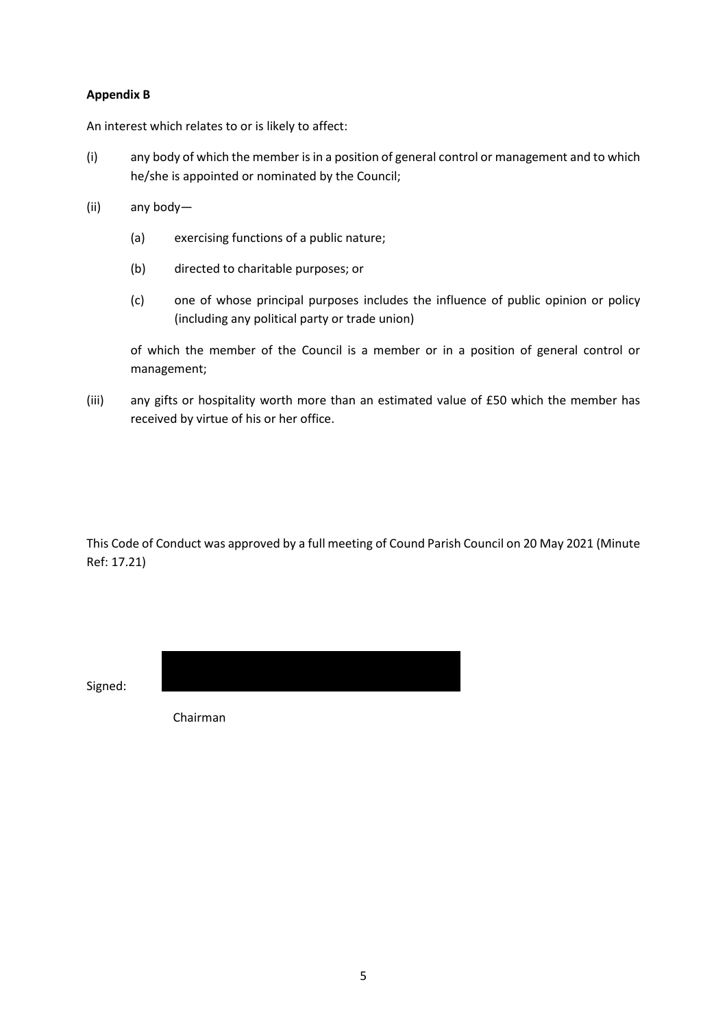**Appendix B**

An interest which relates to or is likely to affect:

(i) any body of which the member is in a position of general control or management and to which he/she is appointed or nominated by the Council;

(ii) any body—

 (a) exercising functions of a public nature;

 (b) directed to charitable purposes; or

 (c) one of whose principal purposes includes the influence of public opinion or policy (including any political party or trade union)

 of which the member of the Council is a member or in a position of general control or management;

(iii) any gifts or hospitality worth more than an estimated value of £50 which the member has received by virtue of his or her office.

This Code of Conduct was approved by a full meeting of Cound Parish Council on 20 May 2021 (Minute Ref: 17.21)

Signed:

Chairman